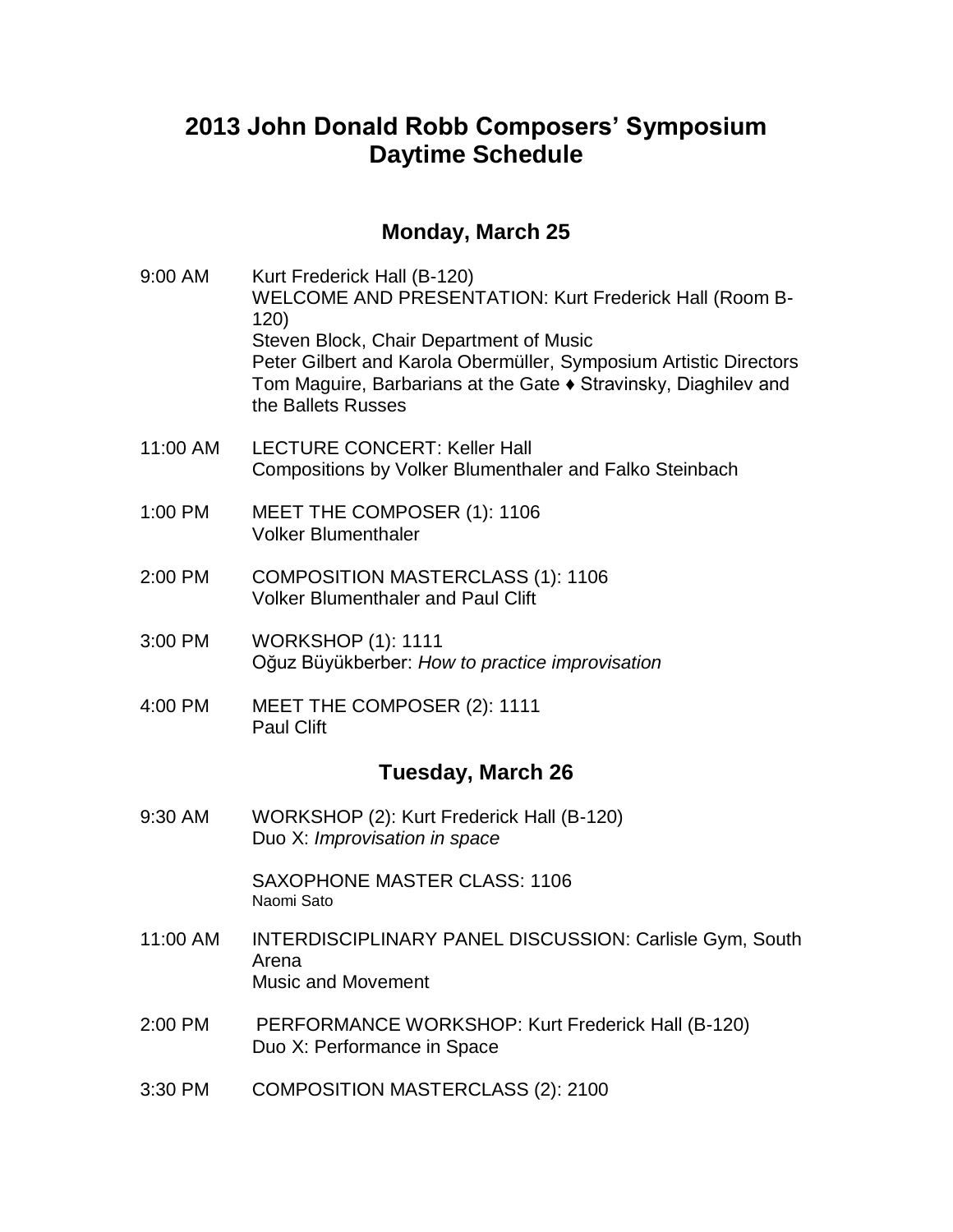# 2013 John Donald Robb Composers' Symposium
# Daytime Schedule

## Monday, March 25

9:00 AM Kurt Frederick Hall (B-120)
WELCOME AND PRESENTATION: Kurt Frederick Hall (Room B-120)
Steven Block, Chair Department of Music
Peter Gilbert and Karola Obermüller, Symposium Artistic Directors
Tom Maguire, Barbarians at the Gate ♦ Stravinsky, Diaghilev and the Ballets Russes

11:00 AM LECTURE CONCERT: Keller Hall
Compositions by Volker Blumenthaler and Falko Steinbach

1:00 PM MEET THE COMPOSER (1): 1106
Volker Blumenthaler

2:00 PM COMPOSITION MASTERCLASS (1): 1106
Volker Blumenthaler and Paul Clift

3:00 PM WORKSHOP (1): 1111
Oğuz Büyükberber: *How to practice improvisation*

4:00 PM MEET THE COMPOSER (2): 1111
Paul Clift

## Tuesday, March 26

9:30 AM WORKSHOP (2): Kurt Frederick Hall (B-120)
Duo X: *Improvisation in space*

SAXOPHONE MASTER CLASS: 1106
Naomi Sato

11:00 AM INTERDISCIPLINARY PANEL DISCUSSION: Carlisle Gym, South Arena
Music and Movement

2:00 PM PERFORMANCE WORKSHOP: Kurt Frederick Hall (B-120)
Duo X: Performance in Space

3:30 PM COMPOSITION MASTERCLASS (2): 2100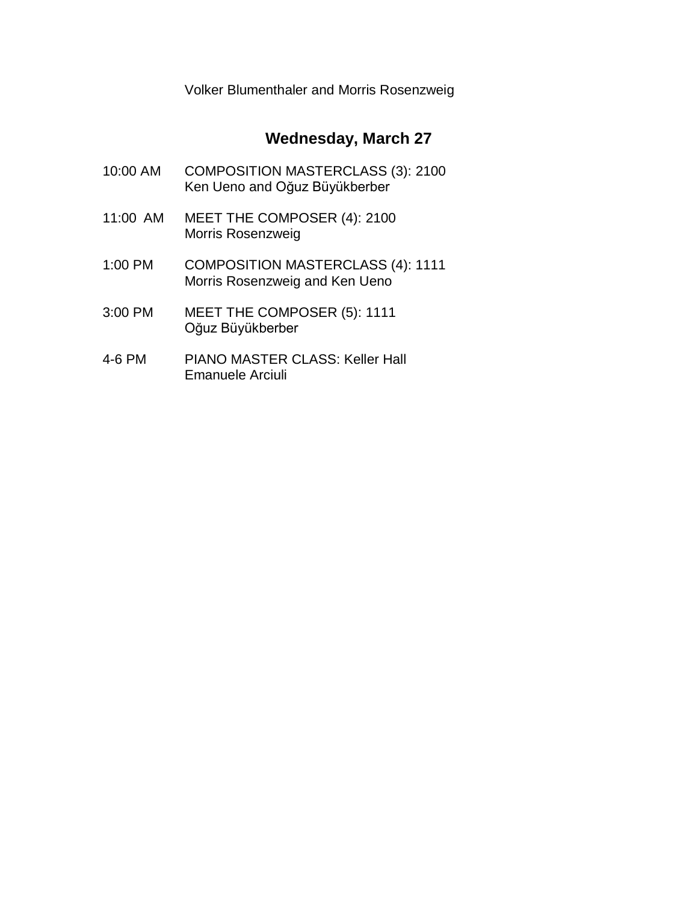Volker Blumenthaler and Morris Rosenzweig

## Wednesday, March 27

10:00 AM COMPOSITION MASTERCLASS (3): 2100
Ken Ueno and Oğuz Büyükberber

11:00 AM MEET THE COMPOSER (4): 2100
Morris Rosenzweig

1:00 PM COMPOSITION MASTERCLASS (4): 1111
Morris Rosenzweig and Ken Ueno

3:00 PM MEET THE COMPOSER (5): 1111
Oğuz Büyükberber

4-6 PM PIANO MASTER CLASS: Keller Hall
Emanuele Arciuli